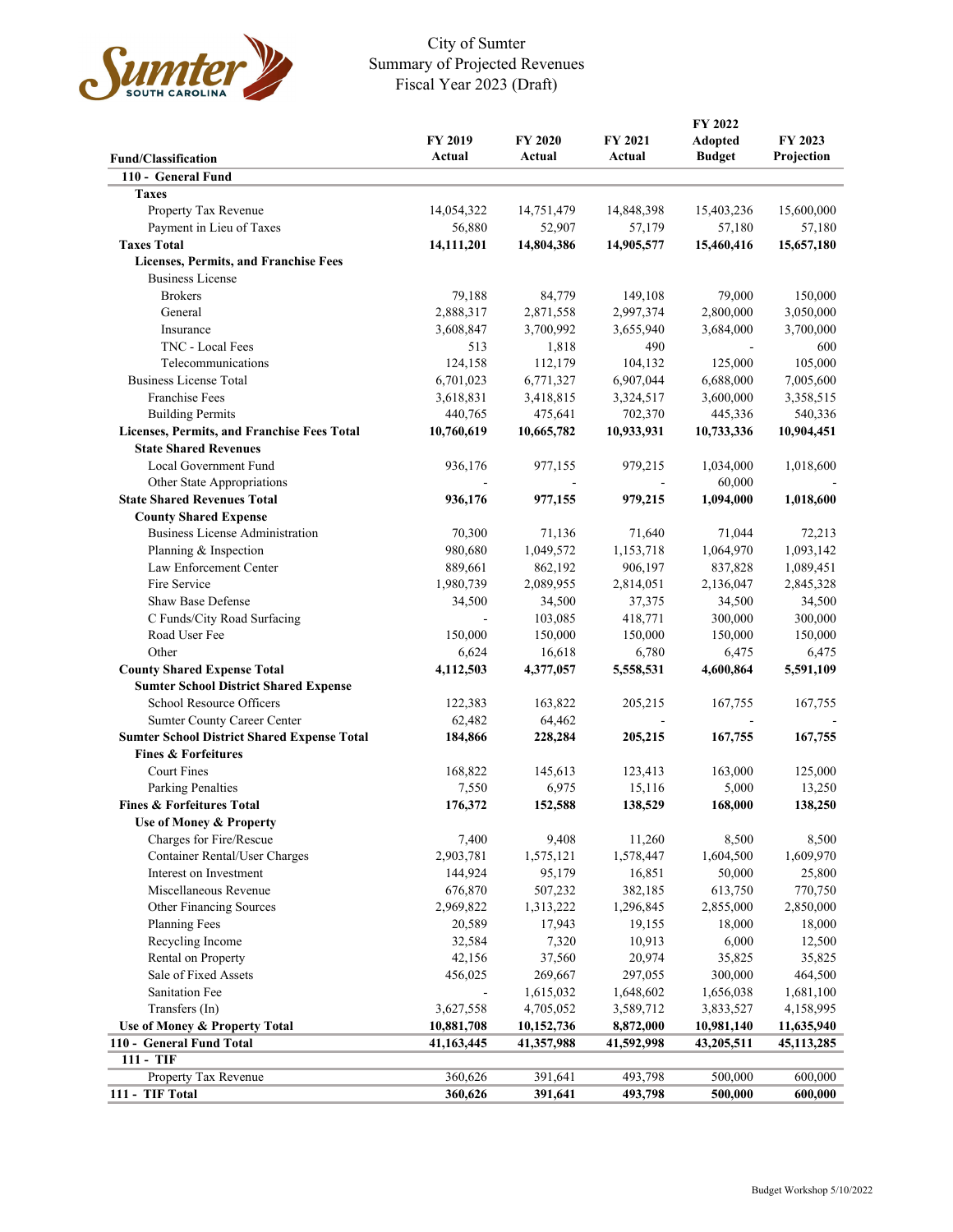# City of Sumter
## Summary of Projected Revenues
## Fiscal Year 2023 (Draft)

| Fund/Classification | FY 2019 Actual | FY 2020 Actual | FY 2021 Actual | FY 2022 Adopted Budget | FY 2023 Projection |
|---|---|---|---|---|---|
| **110 - General Fund** | | | | | |
| **Taxes** | | | | | |
| Property Tax Revenue | 14,054,322 | 14,751,479 | 14,848,398 | 15,403,236 | 15,600,000 |
| Payment in Lieu of Taxes | 56,880 | 52,907 | 57,179 | 57,180 | 57,180 |
| **Taxes Total** | **14,111,201** | **14,804,386** | **14,905,577** | **15,460,416** | **15,657,180** |
| **Licenses, Permits, and Franchise Fees** | | | | | |
| Business License | | | | | |
| Brokers | 79,188 | 84,779 | 149,108 | 79,000 | 150,000 |
| General | 2,888,317 | 2,871,558 | 2,997,374 | 2,800,000 | 3,050,000 |
| Insurance | 3,608,847 | 3,700,992 | 3,655,940 | 3,684,000 | 3,700,000 |
| TNC - Local Fees | 513 | 1,818 | 490 | - | 600 |
| Telecommunications | 124,158 | 112,179 | 104,132 | 125,000 | 105,000 |
| Business License Total | 6,701,023 | 6,771,327 | 6,907,044 | 6,688,000 | 7,005,600 |
| Franchise Fees | 3,618,831 | 3,418,815 | 3,324,517 | 3,600,000 | 3,358,515 |
| Building Permits | 440,765 | 475,641 | 702,370 | 445,336 | 540,336 |
| **Licenses, Permits, and Franchise Fees Total** | **10,760,619** | **10,665,782** | **10,933,931** | **10,733,336** | **10,904,451** |
| **State Shared Revenues** | | | | | |
| Local Government Fund | 936,176 | 977,155 | 979,215 | 1,034,000 | 1,018,600 |
| Other State Appropriations | - | - | - | 60,000 | - |
| **State Shared Revenues Total** | **936,176** | **977,155** | **979,215** | **1,094,000** | **1,018,600** |
| **County Shared Expense** | | | | | |
| Business License Administration | 70,300 | 71,136 | 71,640 | 71,044 | 72,213 |
| Planning & Inspection | 980,680 | 1,049,572 | 1,153,718 | 1,064,970 | 1,093,142 |
| Law Enforcement Center | 889,661 | 862,192 | 906,197 | 837,828 | 1,089,451 |
| Fire Service | 1,980,739 | 2,089,955 | 2,814,051 | 2,136,047 | 2,845,328 |
| Shaw Base Defense | 34,500 | 34,500 | 37,375 | 34,500 | 34,500 |
| C Funds/City Road Surfacing | - | 103,085 | 418,771 | 300,000 | 300,000 |
| Road User Fee | 150,000 | 150,000 | 150,000 | 150,000 | 150,000 |
| Other | 6,624 | 16,618 | 6,780 | 6,475 | 6,475 |
| **County Shared Expense Total** | **4,112,503** | **4,377,057** | **5,558,531** | **4,600,864** | **5,591,109** |
| **Sumter School District Shared Expense** | | | | | |
| School Resource Officers | 122,383 | 163,822 | 205,215 | 167,755 | 167,755 |
| Sumter County Career Center | 62,482 | 64,462 | - | - | - |
| **Sumter School District Shared Expense Total** | **184,866** | **228,284** | **205,215** | **167,755** | **167,755** |
| **Fines & Forfeitures** | | | | | |
| Court Fines | 168,822 | 145,613 | 123,413 | 163,000 | 125,000 |
| Parking Penalties | 7,550 | 6,975 | 15,116 | 5,000 | 13,250 |
| **Fines & Forfeitures Total** | **176,372** | **152,588** | **138,529** | **168,000** | **138,250** |
| **Use of Money & Property** | | | | | |
| Charges for Fire/Rescue | 7,400 | 9,408 | 11,260 | 8,500 | 8,500 |
| Container Rental/User Charges | 2,903,781 | 1,575,121 | 1,578,447 | 1,604,500 | 1,609,970 |
| Interest on Investment | 144,924 | 95,179 | 16,851 | 50,000 | 25,800 |
| Miscellaneous Revenue | 676,870 | 507,232 | 382,185 | 613,750 | 770,750 |
| Other Financing Sources | 2,969,822 | 1,313,222 | 1,296,845 | 2,855,000 | 2,850,000 |
| Planning Fees | 20,589 | 17,943 | 19,155 | 18,000 | 18,000 |
| Recycling Income | 32,584 | 7,320 | 10,913 | 6,000 | 12,500 |
| Rental on Property | 42,156 | 37,560 | 20,974 | 35,825 | 35,825 |
| Sale of Fixed Assets | 456,025 | 269,667 | 297,055 | 300,000 | 464,500 |
| Sanitation Fee | - | 1,615,032 | 1,648,602 | 1,656,038 | 1,681,100 |
| Transfers (In) | 3,627,558 | 4,705,052 | 3,589,712 | 3,833,527 | 4,158,995 |
| **Use of Money & Property Total** | **10,881,708** | **10,152,736** | **8,872,000** | **10,981,140** | **11,635,940** |
| **110 - General Fund Total** | **41,163,445** | **41,357,988** | **41,592,998** | **43,205,511** | **45,113,285** |
| **111 - TIF** | | | | | |
| Property Tax Revenue | 360,626 | 391,641 | 493,798 | 500,000 | 600,000 |
| **111 - TIF Total** | **360,626** | **391,641** | **493,798** | **500,000** | **600,000** |

Budget Workshop 5/10/2022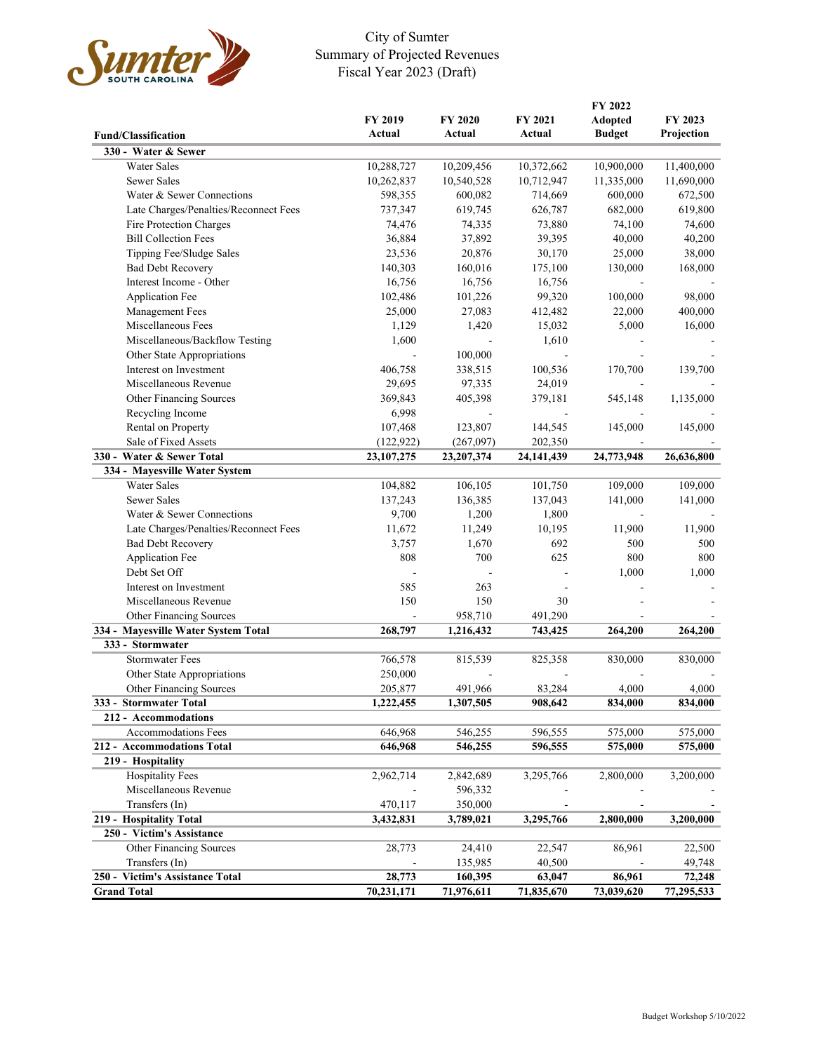City of Sumter
Summary of Projected Revenues
Fiscal Year 2023 (Draft)

| Fund/Classification | FY 2019 Actual | FY 2020 Actual | FY 2021 Actual | FY 2022 Adopted Budget | FY 2023 Projection |
|---|---|---|---|---|---|
| **330 - Water & Sewer** | | | | | |
| Water Sales | 10,288,727 | 10,209,456 | 10,372,662 | 10,900,000 | 11,400,000 |
| Sewer Sales | 10,262,837 | 10,540,528 | 10,712,947 | 11,335,000 | 11,690,000 |
| Water & Sewer Connections | 598,355 | 600,082 | 714,669 | 600,000 | 672,500 |
| Late Charges/Penalties/Reconnect Fees | 737,347 | 619,745 | 626,787 | 682,000 | 619,800 |
| Fire Protection Charges | 74,476 | 74,335 | 73,880 | 74,100 | 74,600 |
| Bill Collection Fees | 36,884 | 37,892 | 39,395 | 40,000 | 40,200 |
| Tipping Fee/Sludge Sales | 23,536 | 20,876 | 30,170 | 25,000 | 38,000 |
| Bad Debt Recovery | 140,303 | 160,016 | 175,100 | 130,000 | 168,000 |
| Interest Income - Other | 16,756 | 16,756 | 16,756 | - | - |
| Application Fee | 102,486 | 101,226 | 99,320 | 100,000 | 98,000 |
| Management Fees | 25,000 | 27,083 | 412,482 | 22,000 | 400,000 |
| Miscellaneous Fees | 1,129 | 1,420 | 15,032 | 5,000 | 16,000 |
| Miscellaneous/Backflow Testing | 1,600 | - | 1,610 | - | - |
| Other State Appropriations | - | 100,000 | - | - | - |
| Interest on Investment | 406,758 | 338,515 | 100,536 | 170,700 | 139,700 |
| Miscellaneous Revenue | 29,695 | 97,335 | 24,019 | - | - |
| Other Financing Sources | 369,843 | 405,398 | 379,181 | 545,148 | 1,135,000 |
| Recycling Income | 6,998 | - | - | - | - |
| Rental on Property | 107,468 | 123,807 | 144,545 | 145,000 | 145,000 |
| Sale of Fixed Assets | (122,922) | (267,097) | 202,350 | - | - |
| **330 - Water & Sewer Total** | **23,107,275** | **23,207,374** | **24,141,439** | **24,773,948** | **26,636,800** |
| **334 - Mayesville Water System** | | | | | |
| Water Sales | 104,882 | 106,105 | 101,750 | 109,000 | 109,000 |
| Sewer Sales | 137,243 | 136,385 | 137,043 | 141,000 | 141,000 |
| Water & Sewer Connections | 9,700 | 1,200 | 1,800 | - | - |
| Late Charges/Penalties/Reconnect Fees | 11,672 | 11,249 | 10,195 | 11,900 | 11,900 |
| Bad Debt Recovery | 3,757 | 1,670 | 692 | 500 | 500 |
| Application Fee | 808 | 700 | 625 | 800 | 800 |
| Debt Set Off | - | - | - | 1,000 | 1,000 |
| Interest on Investment | 585 | 263 | - | - | - |
| Miscellaneous Revenue | 150 | 150 | 30 | - | - |
| Other Financing Sources | - | 958,710 | 491,290 | - | - |
| **334 - Mayesville Water System Total** | **268,797** | **1,216,432** | **743,425** | **264,200** | **264,200** |
| **333 - Stormwater** | | | | | |
| Stormwater Fees | 766,578 | 815,539 | 825,358 | 830,000 | 830,000 |
| Other State Appropriations | 250,000 | - | - | - | - |
| Other Financing Sources | 205,877 | 491,966 | 83,284 | 4,000 | 4,000 |
| **333 - Stormwater Total** | **1,222,455** | **1,307,505** | **908,642** | **834,000** | **834,000** |
| **212 - Accommodations** | | | | | |
| Accommodations Fees | 646,968 | 546,255 | 596,555 | 575,000 | 575,000 |
| **212 - Accommodations Total** | **646,968** | **546,255** | **596,555** | **575,000** | **575,000** |
| **219 - Hospitality** | | | | | |
| Hospitality Fees | 2,962,714 | 2,842,689 | 3,295,766 | 2,800,000 | 3,200,000 |
| Miscellaneous Revenue | - | 596,332 | - | - | - |
| Transfers (In) | 470,117 | 350,000 | - | - | - |
| **219 - Hospitality Total** | **3,432,831** | **3,789,021** | **3,295,766** | **2,800,000** | **3,200,000** |
| **250 - Victim's Assistance** | | | | | |
| Other Financing Sources | 28,773 | 24,410 | 22,547 | 86,961 | 22,500 |
| Transfers (In) | - | 135,985 | 40,500 | - | 49,748 |
| **250 - Victim's Assistance Total** | **28,773** | **160,395** | **63,047** | **86,961** | **72,248** |
| **Grand Total** | **70,231,171** | **71,976,611** | **71,835,670** | **73,039,620** | **77,295,533** |

Budget Workshop 5/10/2022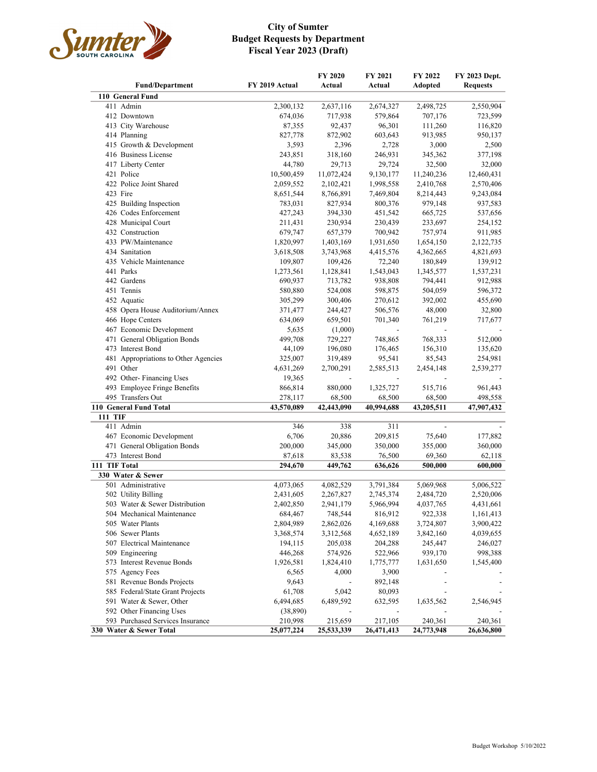# City of Sumter
## Budget Requests by Department
## Fiscal Year 2023 (Draft)

| Fund/Department | FY 2019 Actual | FY 2020 Actual | FY 2021 Actual | FY 2022 Adopted | FY 2023 Dept. Requests |
|---|---|---|---|---|---|
| **110 General Fund** | | | | | |
| 411 Admin | 2,300,132 | 2,637,116 | 2,674,327 | 2,498,725 | 2,550,904 |
| 412 Downtown | 674,036 | 717,938 | 579,864 | 707,176 | 723,599 |
| 413 City Warehouse | 87,355 | 92,437 | 96,301 | 111,260 | 116,820 |
| 414 Planning | 827,778 | 872,902 | 603,643 | 913,985 | 950,137 |
| 415 Growth & Development | 3,593 | 2,396 | 2,728 | 3,000 | 2,500 |
| 416 Business License | 243,851 | 318,160 | 246,931 | 345,362 | 377,198 |
| 417 Liberty Center | 44,780 | 29,713 | 29,724 | 32,500 | 32,000 |
| 421 Police | 10,500,459 | 11,072,424 | 9,130,177 | 11,240,236 | 12,460,431 |
| 422 Police Joint Shared | 2,059,552 | 2,102,421 | 1,998,558 | 2,410,768 | 2,570,406 |
| 423 Fire | 8,651,544 | 8,766,891 | 7,469,804 | 8,214,443 | 9,243,084 |
| 425 Building Inspection | 783,031 | 827,934 | 800,376 | 979,148 | 937,583 |
| 426 Codes Enforcement | 427,243 | 394,330 | 451,542 | 665,725 | 537,656 |
| 428 Municipal Court | 211,431 | 230,934 | 230,439 | 233,697 | 254,152 |
| 432 Construction | 679,747 | 657,379 | 700,942 | 757,974 | 911,985 |
| 433 PW/Maintenance | 1,820,997 | 1,403,169 | 1,931,650 | 1,654,150 | 2,122,735 |
| 434 Sanitation | 3,618,508 | 3,743,968 | 4,415,576 | 4,362,665 | 4,821,693 |
| 435 Vehicle Maintenance | 109,807 | 109,426 | 72,240 | 180,849 | 139,912 |
| 441 Parks | 1,273,561 | 1,128,841 | 1,543,043 | 1,345,577 | 1,537,231 |
| 442 Gardens | 690,937 | 713,782 | 938,808 | 794,441 | 912,988 |
| 451 Tennis | 580,880 | 524,008 | 598,875 | 504,059 | 596,372 |
| 452 Aquatic | 305,299 | 300,406 | 270,612 | 392,002 | 455,690 |
| 458 Opera House Auditorium/Annex | 371,477 | 244,427 | 506,576 | 48,000 | 32,800 |
| 466 Hope Centers | 634,069 | 659,501 | 701,340 | 761,219 | 717,677 |
| 467 Economic Development | 5,635 | (1,000) | - | - | - |
| 471 General Obligation Bonds | 499,708 | 729,227 | 748,865 | 768,333 | 512,000 |
| 473 Interest Bond | 44,109 | 196,080 | 176,465 | 156,310 | 135,620 |
| 481 Appropriations to Other Agencies | 325,007 | 319,489 | 95,541 | 85,543 | 254,981 |
| 491 Other | 4,631,269 | 2,700,291 | 2,585,513 | 2,454,148 | 2,539,277 |
| 492 Other- Financing Uses | 19,365 | - | - | - | - |
| 493 Employee Fringe Benefits | 866,814 | 880,000 | 1,325,727 | 515,716 | 961,443 |
| 495 Transfers Out | 278,117 | 68,500 | 68,500 | 68,500 | 498,558 |
| **110 General Fund Total** | **43,570,089** | **42,443,090** | **40,994,688** | **43,205,511** | **47,907,432** |
| **111 TIF** | | | | | |
| 411 Admin | 346 | 338 | 311 | - | - |
| 467 Economic Development | 6,706 | 20,886 | 209,815 | 75,640 | 177,882 |
| 471 General Obligation Bonds | 200,000 | 345,000 | 350,000 | 355,000 | 360,000 |
| 473 Interest Bond | 87,618 | 83,538 | 76,500 | 69,360 | 62,118 |
| **111 TIF Total** | **294,670** | **449,762** | **636,626** | **500,000** | **600,000** |
| **330 Water & Sewer** | | | | | |
| 501 Administrative | 4,073,065 | 4,082,529 | 3,791,384 | 5,069,968 | 5,006,522 |
| 502 Utility Billing | 2,431,605 | 2,267,827 | 2,745,374 | 2,484,720 | 2,520,006 |
| 503 Water & Sewer Distribution | 2,402,850 | 2,941,179 | 5,966,994 | 4,037,765 | 4,431,661 |
| 504 Mechanical Maintenance | 684,467 | 748,544 | 816,912 | 922,338 | 1,161,413 |
| 505 Water Plants | 2,804,989 | 2,862,026 | 4,169,688 | 3,724,807 | 3,900,422 |
| 506 Sewer Plants | 3,368,574 | 3,312,568 | 4,652,189 | 3,842,160 | 4,039,655 |
| 507 Electrical Maintenance | 194,115 | 205,038 | 204,288 | 245,447 | 246,027 |
| 509 Engineering | 446,268 | 574,926 | 522,966 | 939,170 | 998,388 |
| 573 Interest Revenue Bonds | 1,926,581 | 1,824,410 | 1,775,777 | 1,631,650 | 1,545,400 |
| 575 Agency Fees | 6,565 | 4,000 | 3,900 | - | - |
| 581 Revenue Bonds Projects | 9,643 | - | 892,148 | - | - |
| 585 Federal/State Grant Projects | 61,708 | 5,042 | 80,093 | - | - |
| 591 Water & Sewer, Other | 6,494,685 | 6,489,592 | 632,595 | 1,635,562 | 2,546,945 |
| 592 Other Financing Uses | (38,890) | - | - | - | - |
| 593 Purchased Services Insurance | 210,998 | 215,659 | 217,105 | 240,361 | 240,361 |
| **330 Water & Sewer Total** | **25,077,224** | **25,533,339** | **26,471,413** | **24,773,948** | **26,636,800** |

Budget Workshop 5/10/2022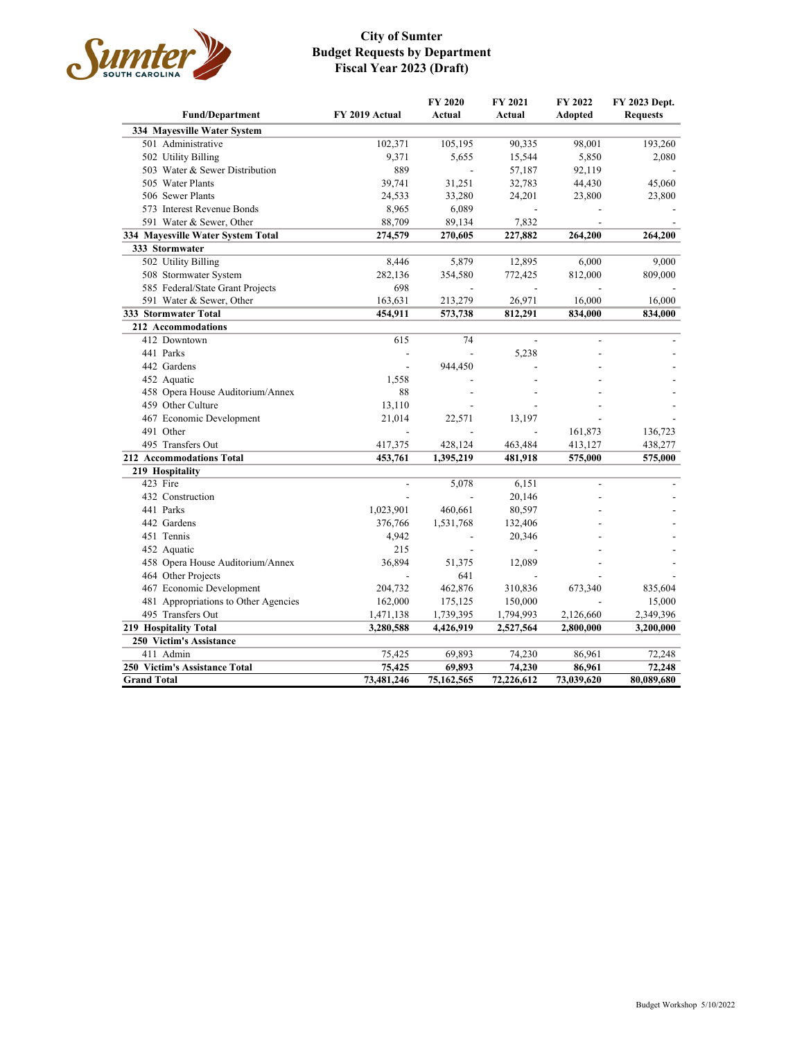# City of Sumter
## Budget Requests by Department
## Fiscal Year 2023 (Draft)

| Fund/Department | FY 2019 Actual | FY 2020 Actual | FY 2021 Actual | FY 2022 Adopted | FY 2023 Dept. Requests |
|---|---|---|---|---|---|
| **334 Mayesville Water System** | | | | | |
| 501 Administrative | 102,371 | 105,195 | 90,335 | 98,001 | 193,260 |
| 502 Utility Billing | 9,371 | 5,655 | 15,544 | 5,850 | 2,080 |
| 503 Water & Sewer Distribution | 889 | - | 57,187 | 92,119 | - |
| 505 Water Plants | 39,741 | 31,251 | 32,783 | 44,430 | 45,060 |
| 506 Sewer Plants | 24,533 | 33,280 | 24,201 | 23,800 | 23,800 |
| 573 Interest Revenue Bonds | 8,965 | 6,089 | - | - | - |
| 591 Water & Sewer, Other | 88,709 | 89,134 | 7,832 | - | - |
| **334 Mayesville Water System Total** | **274,579** | **270,605** | **227,882** | **264,200** | **264,200** |
| **333 Stormwater** | | | | | |
| 502 Utility Billing | 8,446 | 5,879 | 12,895 | 6,000 | 9,000 |
| 508 Stormwater System | 282,136 | 354,580 | 772,425 | 812,000 | 809,000 |
| 585 Federal/State Grant Projects | 698 | - | - | - | - |
| 591 Water & Sewer, Other | 163,631 | 213,279 | 26,971 | 16,000 | 16,000 |
| **333 Stormwater Total** | **454,911** | **573,738** | **812,291** | **834,000** | **834,000** |
| **212 Accommodations** | | | | | |
| 412 Downtown | 615 | 74 | - | - | - |
| 441 Parks | - | - | 5,238 | - | - |
| 442 Gardens | - | 944,450 | - | - | - |
| 452 Aquatic | 1,558 | - | - | - | - |
| 458 Opera House Auditorium/Annex | 88 | - | - | - | - |
| 459 Other Culture | 13,110 | - | - | - | - |
| 467 Economic Development | 21,014 | 22,571 | 13,197 | - | - |
| 491 Other | - | - | - | 161,873 | 136,723 |
| 495 Transfers Out | 417,375 | 428,124 | 463,484 | 413,127 | 438,277 |
| **212 Accommodations Total** | **453,761** | **1,395,219** | **481,918** | **575,000** | **575,000** |
| **219 Hospitality** | | | | | |
| 423 Fire | - | 5,078 | 6,151 | - | - |
| 432 Construction | - | - | 20,146 | - | - |
| 441 Parks | 1,023,901 | 460,661 | 80,597 | - | - |
| 442 Gardens | 376,766 | 1,531,768 | 132,406 | - | - |
| 451 Tennis | 4,942 | - | 20,346 | - | - |
| 452 Aquatic | 215 | - | - | - | - |
| 458 Opera House Auditorium/Annex | 36,894 | 51,375 | 12,089 | - | - |
| 464 Other Projects | - | 641 | - | - | - |
| 467 Economic Development | 204,732 | 462,876 | 310,836 | 673,340 | 835,604 |
| 481 Appropriations to Other Agencies | 162,000 | 175,125 | 150,000 | - | 15,000 |
| 495 Transfers Out | 1,471,138 | 1,739,395 | 1,794,993 | 2,126,660 | 2,349,396 |
| **219 Hospitality Total** | **3,280,588** | **4,426,919** | **2,527,564** | **2,800,000** | **3,200,000** |
| **250 Victim's Assistance** | | | | | |
| 411 Admin | 75,425 | 69,893 | 74,230 | 86,961 | 72,248 |
| **250 Victim's Assistance Total** | **75,425** | **69,893** | **74,230** | **86,961** | **72,248** |
| **Grand Total** | **73,481,246** | **75,162,565** | **72,226,612** | **73,039,620** | **80,089,680** |

Budget Workshop 5/10/2022